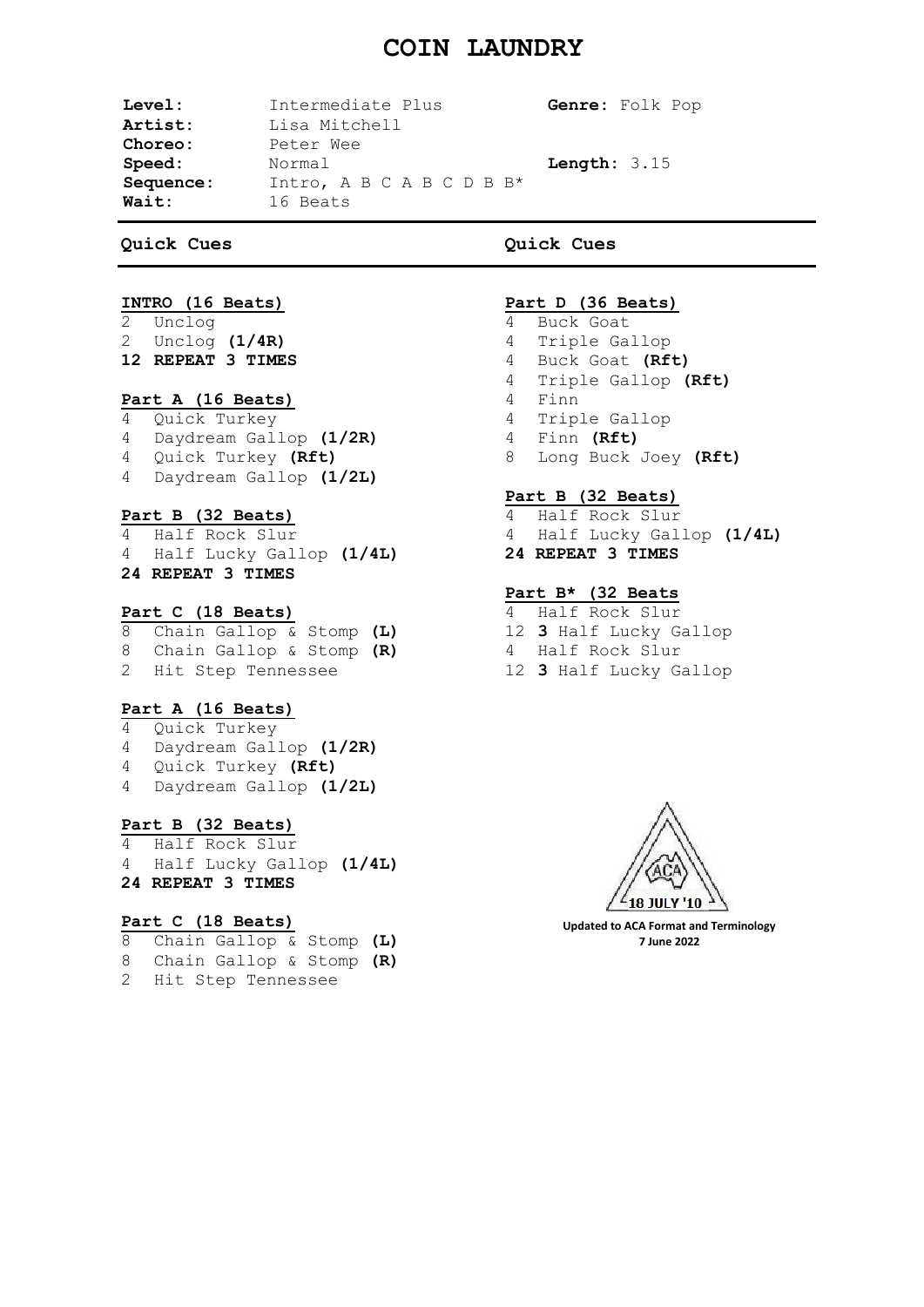# COIN LAUNDRY

**Level:** Intermediate Plus **Genre:** Folk Pop
**Artist:** Lisa Mitchell
**Choreo:** Peter Wee
**Speed:** Normal **Length:** 3.15
**Sequence:** Intro, A B C A B C D B B*
**Wait:** 16 Beats

## Quick Cues

**INTRO (16 Beats)**

2 Unclog
2 Unclog **(1/4R)**
**12 REPEAT 3 TIMES**

**Part A (16 Beats)**

4 Quick Turkey
4 Daydream Gallop **(1/2R)**
4 Quick Turkey **(Rft)**
4 Daydream Gallop **(1/2L)**

**Part B (32 Beats)**

4 Half Rock Slur
4 Half Lucky Gallop **(1/4L)**
**24 REPEAT 3 TIMES**

**Part C (18 Beats)**

8 Chain Gallop & Stomp **(L)**
8 Chain Gallop & Stomp **(R)**
2 Hit Step Tennessee

**Part A (16 Beats)**

4 Quick Turkey
4 Daydream Gallop **(1/2R)**
4 Quick Turkey **(Rft)**
4 Daydream Gallop **(1/2L)**

**Part B (32 Beats)**

4 Half Rock Slur
4 Half Lucky Gallop **(1/4L)**
**24 REPEAT 3 TIMES**

**Part C (18 Beats)**

8 Chain Gallop & Stomp **(L)**
8 Chain Gallop & Stomp **(R)**
2 Hit Step Tennessee

## Quick Cues

**Part D (36 Beats)**

4 Buck Goat
4 Triple Gallop
4 Buck Goat **(Rft)**
4 Triple Gallop **(Rft)**
4 Finn
4 Triple Gallop
4 Finn **(Rft)**
8 Long Buck Joey **(Rft)**

**Part B (32 Beats)**

4 Half Rock Slur
4 Half Lucky Gallop **(1/4L)**
**24 REPEAT 3 TIMES**

**Part B* (32 Beats**

4 Half Rock Slur
12 **3** Half Lucky Gallop
4 Half Rock Slur
12 **3** Half Lucky Gallop

18 JULY '10

**Updated to ACA Format and Terminology**
**7 June 2022**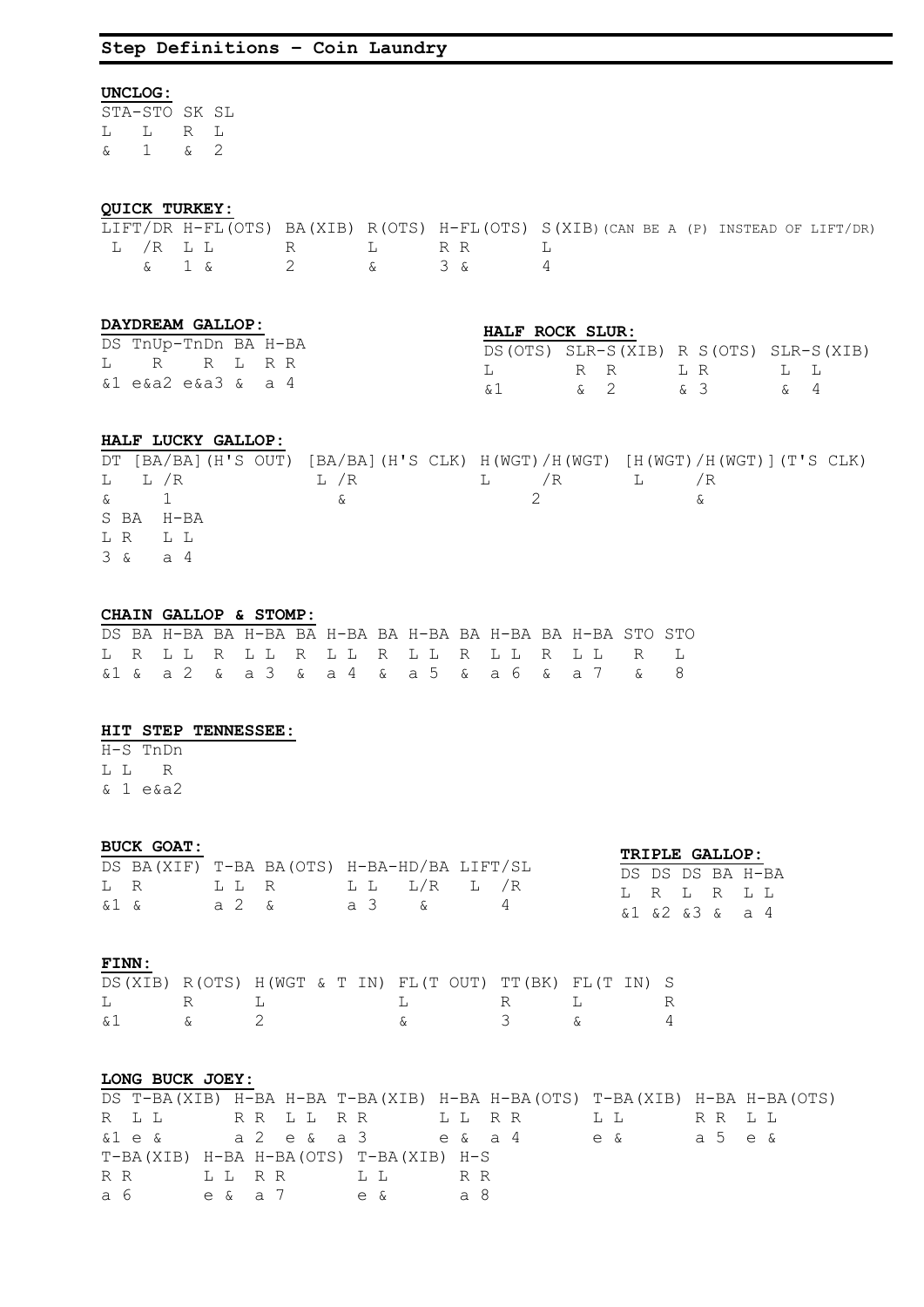## Step Definitions – Coin Laundry

**UNCLOG:**

```
STA-STO SK SL
L   L   R  L
&   1   &  2
```

**QUICK TURKEY:**

```
LIFT/DR H-FL(OTS) BA(XIB) R(OTS) H-FL(OTS) S(XIB)(CAN BE A (P) INSTEAD OF LIFT/DR)
 L  /R  L L       R       L      R R       L
    &   1 &       2       &      3 &       4
```

**DAYDREAM GALLOP:**

```
DS TnUp-TnDn BA H-BA
L   R    R  L  R R
&1 e&a2 e&a3 &  a 4
```

**HALF ROCK SLUR:**

```
DS(OTS) SLR-S(XIB) R S(OTS) SLR-S(XIB)
L        R  R      L R       L  L
&1       &  2      & 3       &  4
```

**HALF LUCKY GALLOP:**

```
DT [BA/BA](H'S OUT) [BA/BA](H'S CLK) H(WGT)/H(WGT) [H(WGT)/H(WGT)](T'S CLK)
L   L /R             L /R            L      /R      L      /R
&   1                &                      2              &
S BA  H-BA
L R   L L
3 &   a 4
```

**CHAIN GALLOP & STOMP:**

```
DS BA H-BA BA H-BA BA H-BA BA H-BA BA H-BA BA H-BA STO STO
L  R  L L  R  L L  R  L L  R  L L  R  L L  R  L L   R   L
&1 &  a 2  &  a 3  &  a 4  &  a 5  &  a 6  &  a 7   &   8
```

**HIT STEP TENNESSEE:**

```
H-S TnDn
L L   R
& 1 e&a2
```

**BUCK GOAT:**

```
DS BA(XIF) T-BA BA(OTS) H-BA-HD/BA LIFT/SL
L  R       L L  R       L L  L/R   L  /R
&1 &       a 2  &       a 3   &       4
```

**TRIPLE GALLOP:**

```
DS DS DS BA H-BA
L  R  L  R  L L
&1 &2 &3 &  a 4
```

**FINN:**

```
DS(XIB) R(OTS) H(WGT & T IN) FL(T OUT) TT(BK) FL(T IN) S
L       R      L             L         R      L        R
&1      &      2             &         3      &        4
```

**LONG BUCK JOEY:**

```
DS T-BA(XIB) H-BA H-BA T-BA(XIB) H-BA H-BA(OTS) T-BA(XIB) H-BA H-BA(OTS)
R  L L       R R  L L  R R       L L  R R       L L       R R  L L
&1 e &       a 2  e &  a 3       e &  a 4       e &       a 5  e &
T-BA(XIB) H-BA H-BA(OTS) T-BA(XIB) H-S
R R       L L  R R       L L       R R
a 6       e &  a 7       e &       a 8
```